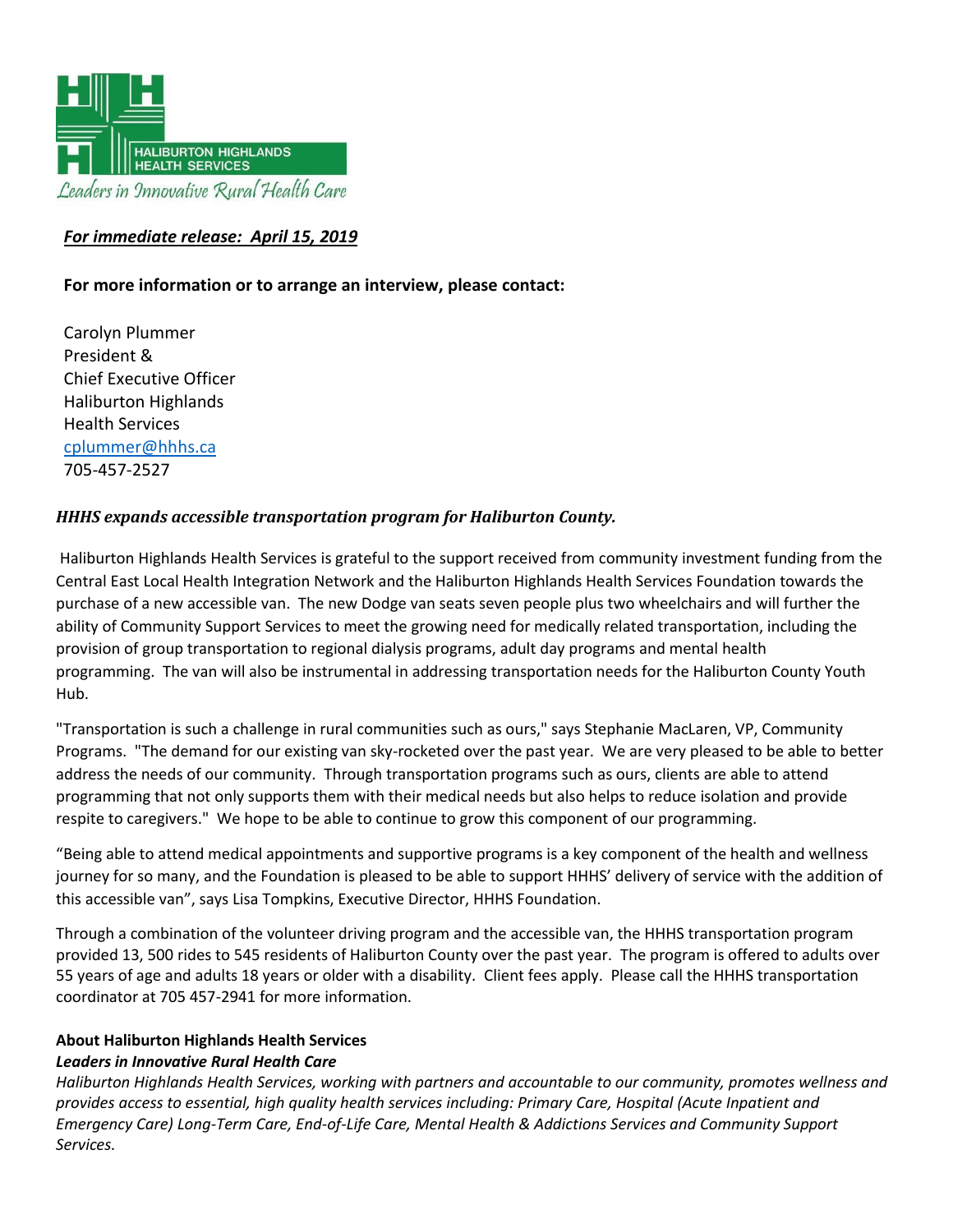HALIBURTON HIGHLANDS HEALTH SERVICES

*Leaders in Innovative Rural Health Care*

***For immediate release: April 15, 2019***

**For more information or to arrange an interview, please contact:**

Carolyn Plummer
President &
Chief Executive Officer
Haliburton Highlands
Health Services
cplummer@hhhs.ca
705-457-2527

***HHHS expands accessible transportation program for Haliburton County.***

Haliburton Highlands Health Services is grateful to the support received from community investment funding from the Central East Local Health Integration Network and the Haliburton Highlands Health Services Foundation towards the purchase of a new accessible van. The new Dodge van seats seven people plus two wheelchairs and will further the ability of Community Support Services to meet the growing need for medically related transportation, including the provision of group transportation to regional dialysis programs, adult day programs and mental health programming. The van will also be instrumental in addressing transportation needs for the Haliburton County Youth Hub.

"Transportation is such a challenge in rural communities such as ours," says Stephanie MacLaren, VP, Community Programs. "The demand for our existing van sky-rocketed over the past year. We are very pleased to be able to better address the needs of our community. Through transportation programs such as ours, clients are able to attend programming that not only supports them with their medical needs but also helps to reduce isolation and provide respite to caregivers." We hope to be able to continue to grow this component of our programming.

"Being able to attend medical appointments and supportive programs is a key component of the health and wellness journey for so many, and the Foundation is pleased to be able to support HHHS' delivery of service with the addition of this accessible van", says Lisa Tompkins, Executive Director, HHHS Foundation.

Through a combination of the volunteer driving program and the accessible van, the HHHS transportation program provided 13, 500 rides to 545 residents of Haliburton County over the past year. The program is offered to adults over 55 years of age and adults 18 years or older with a disability. Client fees apply. Please call the HHHS transportation coordinator at 705 457-2941 for more information.

**About Haliburton Highlands Health Services**
***Leaders in Innovative Rural Health Care***
*Haliburton Highlands Health Services, working with partners and accountable to our community, promotes wellness and provides access to essential, high quality health services including: Primary Care, Hospital (Acute Inpatient and Emergency Care) Long-Term Care, End-of-Life Care, Mental Health & Addictions Services and Community Support Services.*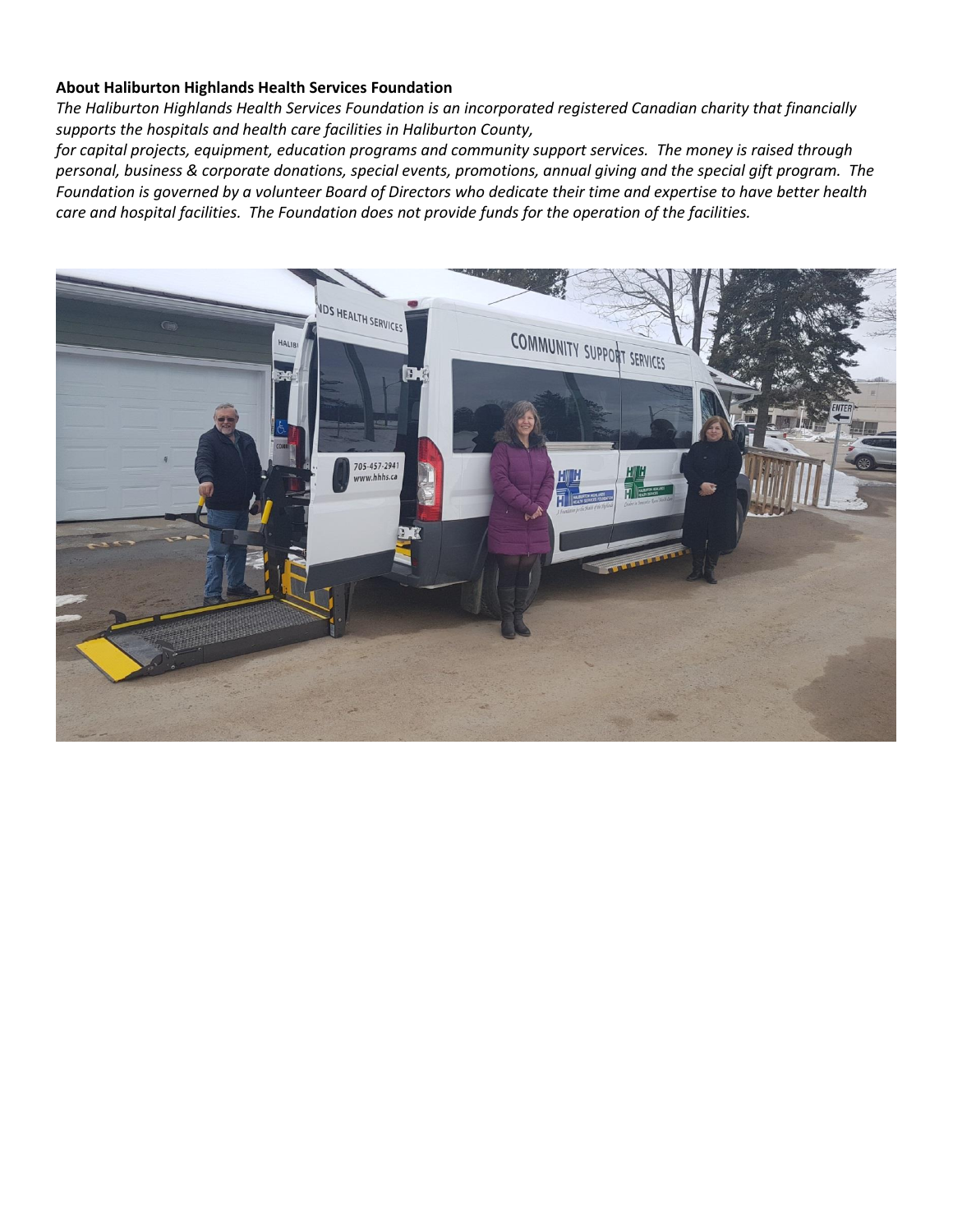**About Haliburton Highlands Health Services Foundation**

*The Haliburton Highlands Health Services Foundation is an incorporated registered Canadian charity that financially supports the hospitals and health care facilities in Haliburton County, for capital projects, equipment, education programs and community support services. The money is raised through personal, business & corporate donations, special events, promotions, annual giving and the special gift program. The Foundation is governed by a volunteer Board of Directors who dedicate their time and expertise to have better health care and hospital facilities. The Foundation does not provide funds for the operation of the facilities.*